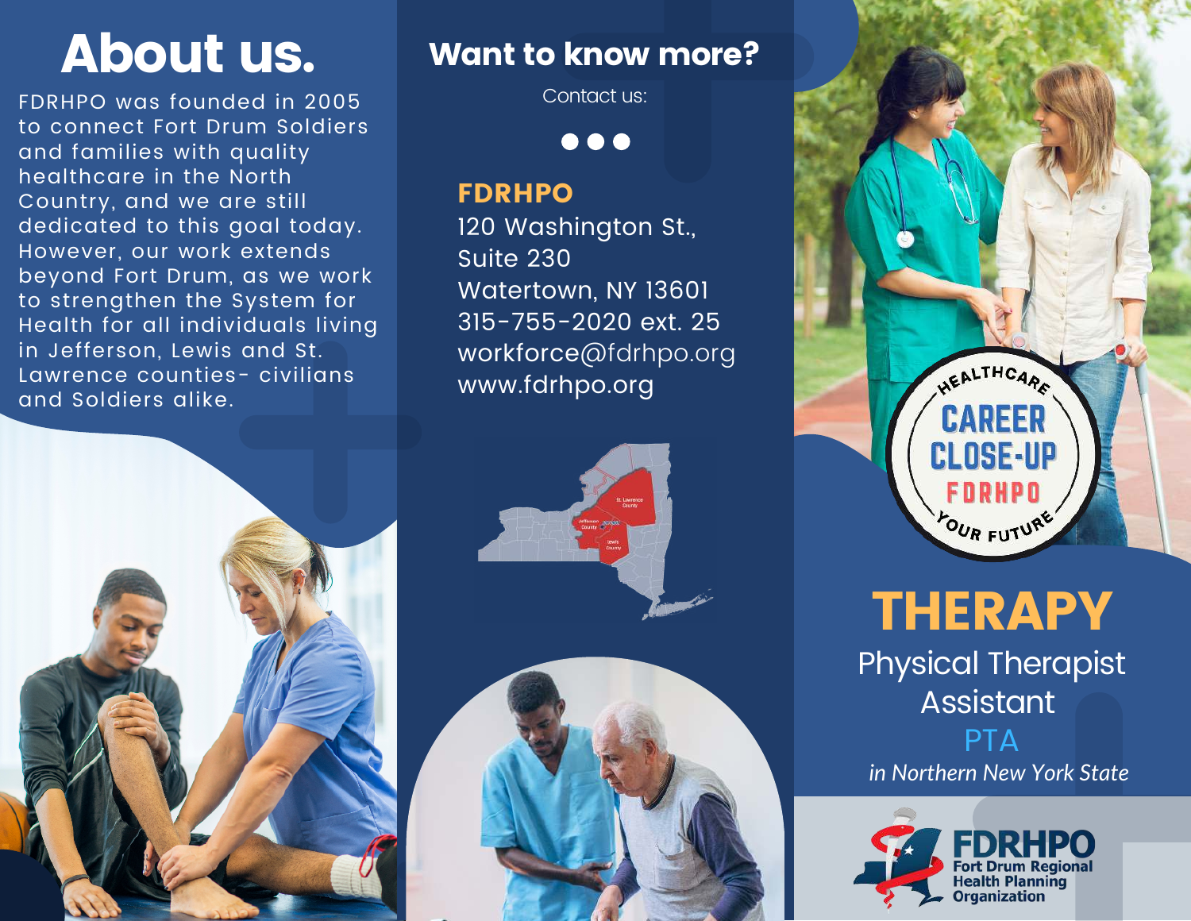# About us.

FDRHPO was founded in 2005 to connect Fort Drum Soldiers and families with quality healthcare in the North Country, and we are still dedicated to this goal today. However, our work extends beyond Fort Drum, as we work to strengthen the System for Health for all individuals living in Jefferson, Lewis and St. Lawrence counties- civilians and Soldiers alike.

## Want to know more?

Contact us:

**FDRHPO**
120 Washington St.,
Suite 230
Watertown, NY 13601
315-755-2020 ext. 25
workforce@fdrhpo.org
www.fdrhpo.org

St. Lawrence County
Jefferson County
Lewis County

HEALTHCARE CAREER CLOSE-UP FDRHPO YOUR FUTURE

# THERAPY

## Physical Therapist Assistant

## PTA

*in Northern New York State*

**FDRHPO**
Fort Drum Regional Health Planning Organization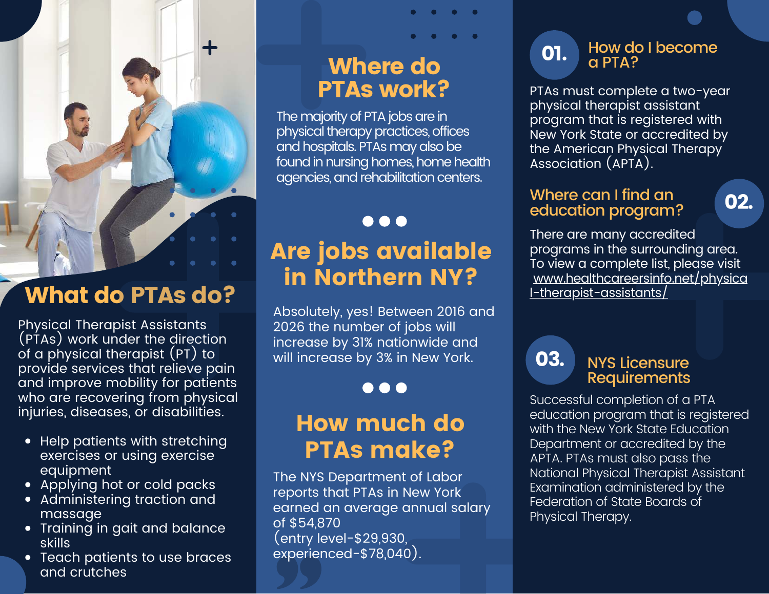## What do PTAs do?

Physical Therapist Assistants (PTAs) work under the direction of a physical therapist (PT) to provide services that relieve pain and improve mobility for patients who are recovering from physical injuries, diseases, or disabilities.

- Help patients with stretching exercises or using exercise equipment
- Applying hot or cold packs
- Administering traction and massage
- Training in gait and balance skills
- Teach patients to use braces and crutches

## Where do PTAs work?

The majority of PTA jobs are in physical therapy practices, offices and hospitals. PTAs may also be found in nursing homes, home health agencies, and rehabilitation centers.

## Are jobs available in Northern NY?

Absolutely, yes! Between 2016 and 2026 the number of jobs will increase by 31% nationwide and will increase by 3% in New York.

## How much do PTAs make?

The NYS Department of Labor reports that PTAs in New York earned an average annual salary of $54,870 (entry level-$29,930, experienced-$78,040).

### 01. How do I become a PTA?

PTAs must complete a two-year physical therapist assistant program that is registered with New York State or accredited by the American Physical Therapy Association (APTA).

### 02. Where can I find an education program?

There are many accredited programs in the surrounding area. To view a complete list, please visit www.healthcareersinfo.net/physical-therapist-assistants/

### 03. NYS Licensure Requirements

Successful completion of a PTA education program that is registered with the New York State Education Department or accredited by the APTA. PTAs must also pass the National Physical Therapist Assistant Examination administered by the Federation of State Boards of Physical Therapy.